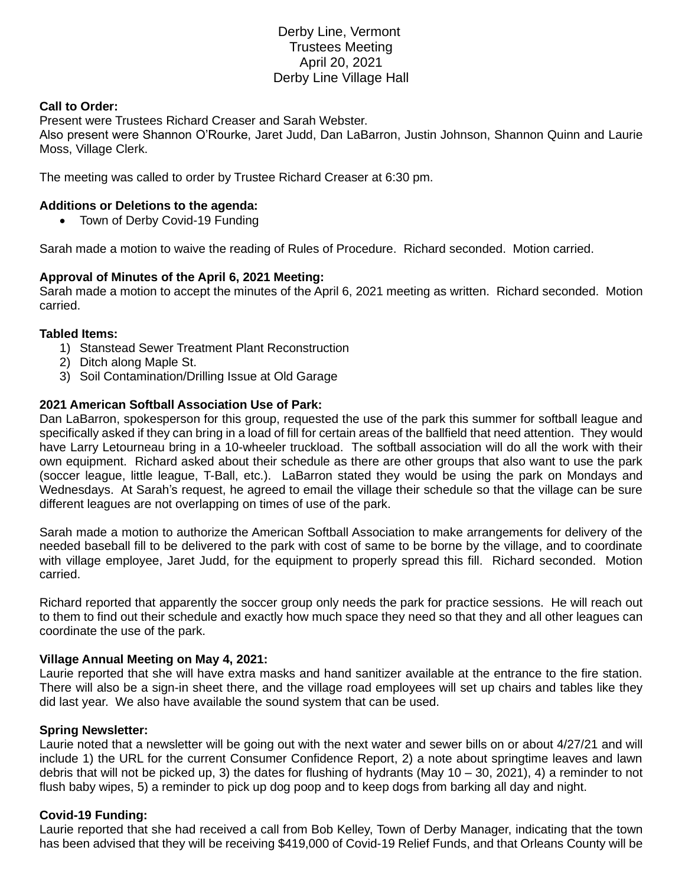Derby Line, Vermont
Trustees Meeting
April 20, 2021
Derby Line Village Hall

**Call to Order:**
Present were Trustees Richard Creaser and Sarah Webster.
Also present were Shannon O'Rourke, Jaret Judd, Dan LaBarron, Justin Johnson, Shannon Quinn and Laurie Moss, Village Clerk.

The meeting was called to order by Trustee Richard Creaser at 6:30 pm.

**Additions or Deletions to the agenda:**

- Town of Derby Covid-19 Funding

Sarah made a motion to waive the reading of Rules of Procedure. Richard seconded. Motion carried.

**Approval of Minutes of the April 6, 2021 Meeting:**
Sarah made a motion to accept the minutes of the April 6, 2021 meeting as written. Richard seconded. Motion carried.

**Tabled Items:**

1) Stanstead Sewer Treatment Plant Reconstruction
2) Ditch along Maple St.
3) Soil Contamination/Drilling Issue at Old Garage

**2021 American Softball Association Use of Park:**
Dan LaBarron, spokesperson for this group, requested the use of the park this summer for softball league and specifically asked if they can bring in a load of fill for certain areas of the ballfield that need attention. They would have Larry Letourneau bring in a 10-wheeler truckload. The softball association will do all the work with their own equipment. Richard asked about their schedule as there are other groups that also want to use the park (soccer league, little league, T-Ball, etc.). LaBarron stated they would be using the park on Mondays and Wednesdays. At Sarah's request, he agreed to email the village their schedule so that the village can be sure different leagues are not overlapping on times of use of the park.

Sarah made a motion to authorize the American Softball Association to make arrangements for delivery of the needed baseball fill to be delivered to the park with cost of same to be borne by the village, and to coordinate with village employee, Jaret Judd, for the equipment to properly spread this fill. Richard seconded. Motion carried.

Richard reported that apparently the soccer group only needs the park for practice sessions. He will reach out to them to find out their schedule and exactly how much space they need so that they and all other leagues can coordinate the use of the park.

**Village Annual Meeting on May 4, 2021:**
Laurie reported that she will have extra masks and hand sanitizer available at the entrance to the fire station. There will also be a sign-in sheet there, and the village road employees will set up chairs and tables like they did last year. We also have available the sound system that can be used.

**Spring Newsletter:**
Laurie noted that a newsletter will be going out with the next water and sewer bills on or about 4/27/21 and will include 1) the URL for the current Consumer Confidence Report, 2) a note about springtime leaves and lawn debris that will not be picked up, 3) the dates for flushing of hydrants (May 10 – 30, 2021), 4) a reminder to not flush baby wipes, 5) a reminder to pick up dog poop and to keep dogs from barking all day and night.

**Covid-19 Funding:**
Laurie reported that she had received a call from Bob Kelley, Town of Derby Manager, indicating that the town has been advised that they will be receiving $419,000 of Covid-19 Relief Funds, and that Orleans County will be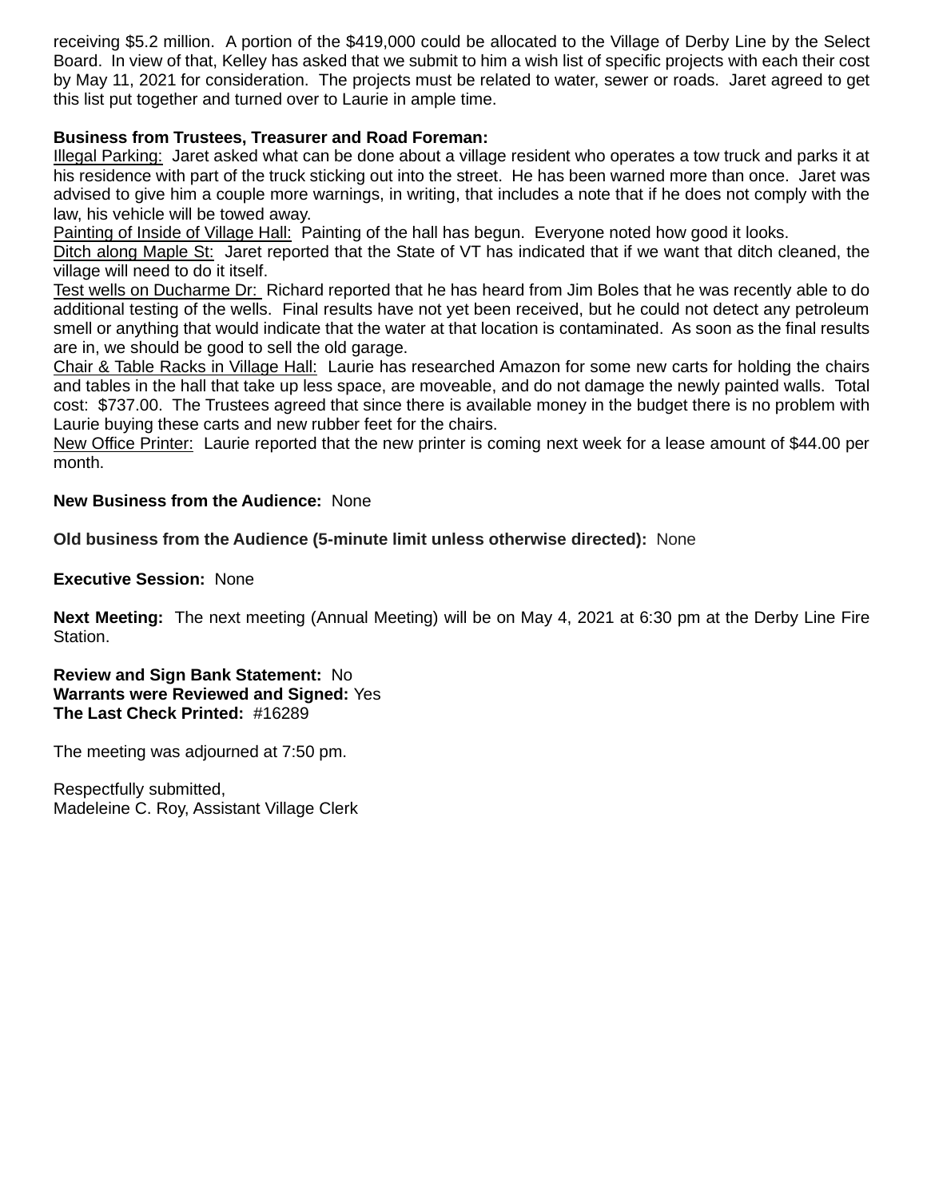receiving $5.2 million. A portion of the $419,000 could be allocated to the Village of Derby Line by the Select Board. In view of that, Kelley has asked that we submit to him a wish list of specific projects with each their cost by May 11, 2021 for consideration. The projects must be related to water, sewer or roads. Jaret agreed to get this list put together and turned over to Laurie in ample time.

**Business from Trustees, Treasurer and Road Foreman:**

Illegal Parking: Jaret asked what can be done about a village resident who operates a tow truck and parks it at his residence with part of the truck sticking out into the street. He has been warned more than once. Jaret was advised to give him a couple more warnings, in writing, that includes a note that if he does not comply with the law, his vehicle will be towed away.

Painting of Inside of Village Hall: Painting of the hall has begun. Everyone noted how good it looks.

Ditch along Maple St: Jaret reported that the State of VT has indicated that if we want that ditch cleaned, the village will need to do it itself.

Test wells on Ducharme Dr: Richard reported that he has heard from Jim Boles that he was recently able to do additional testing of the wells. Final results have not yet been received, but he could not detect any petroleum smell or anything that would indicate that the water at that location is contaminated. As soon as the final results are in, we should be good to sell the old garage.

Chair & Table Racks in Village Hall: Laurie has researched Amazon for some new carts for holding the chairs and tables in the hall that take up less space, are moveable, and do not damage the newly painted walls. Total cost: $737.00. The Trustees agreed that since there is available money in the budget there is no problem with Laurie buying these carts and new rubber feet for the chairs.

New Office Printer: Laurie reported that the new printer is coming next week for a lease amount of $44.00 per month.

**New Business from the Audience:** None

**Old business from the Audience (5-minute limit unless otherwise directed):** None

**Executive Session:** None

**Next Meeting:** The next meeting (Annual Meeting) will be on May 4, 2021 at 6:30 pm at the Derby Line Fire Station.

**Review and Sign Bank Statement:** No
**Warrants were Reviewed and Signed:** Yes
**The Last Check Printed:** #16289

The meeting was adjourned at 7:50 pm.

Respectfully submitted,
Madeleine C. Roy, Assistant Village Clerk